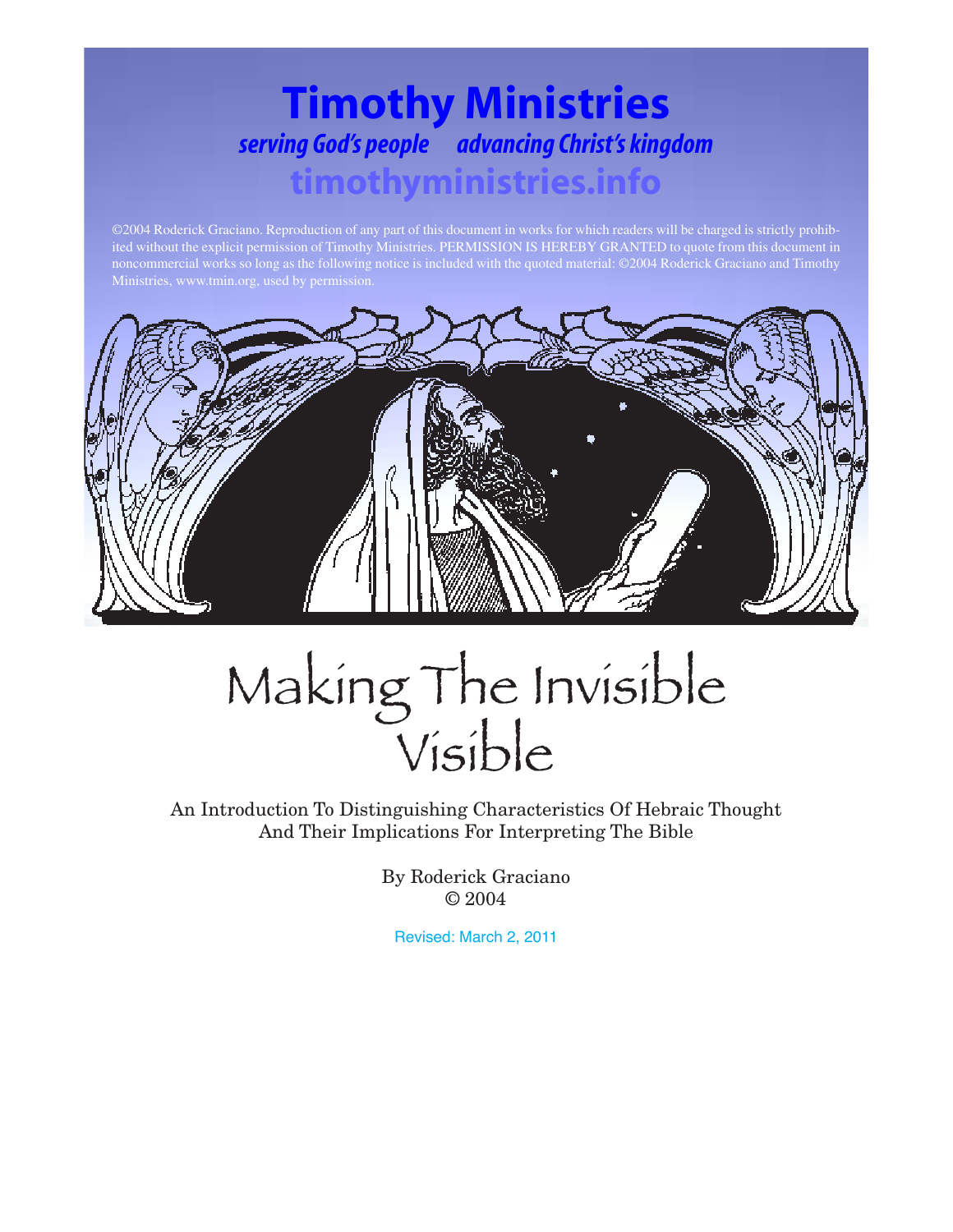# Timothy Ministries

*serving God's people advancing Christ's kingdom*

**timothyministries.info**

©2004 Roderick Graciano. Reproduction of any part of this document in works for which readers will be charged is strictly prohibited without the explicit permission of Timothy Ministries. PERMISSION IS HEREBY GRANTED to quote from this document in noncommercial works so long as the following notice is included with the quoted material: ©2004 Roderick Graciano and Timothy Ministries, www.tmin.org, used by permission.

# Making The Invisible Visible

An Introduction To Distinguishing Characteristics Of Hebraic Thought And Their Implications For Interpreting The Bible

By Roderick Graciano
© 2004

Revised: March 2, 2011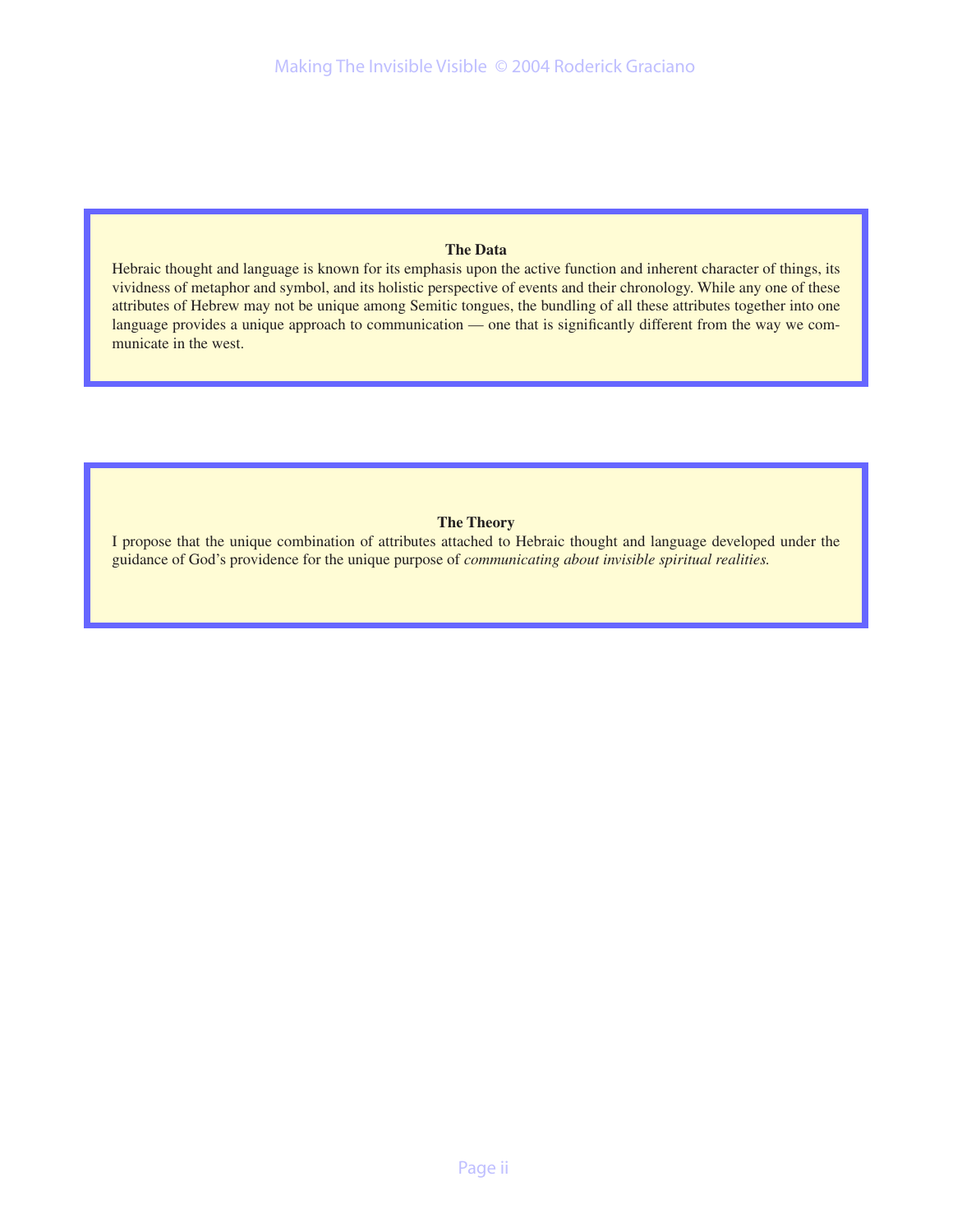### The Data

Hebraic thought and language is known for its emphasis upon the active function and inherent character of things, its vividness of metaphor and symbol, and its holistic perspective of events and their chronology. While any one of these attributes of Hebrew may not be unique among Semitic tongues, the bundling of all these attributes together into one language provides a unique approach to communication — one that is significantly different from the way we communicate in the west.

### The Theory

I propose that the unique combination of attributes attached to Hebraic thought and language developed under the guidance of God's providence for the unique purpose of *communicating about invisible spiritual realities.*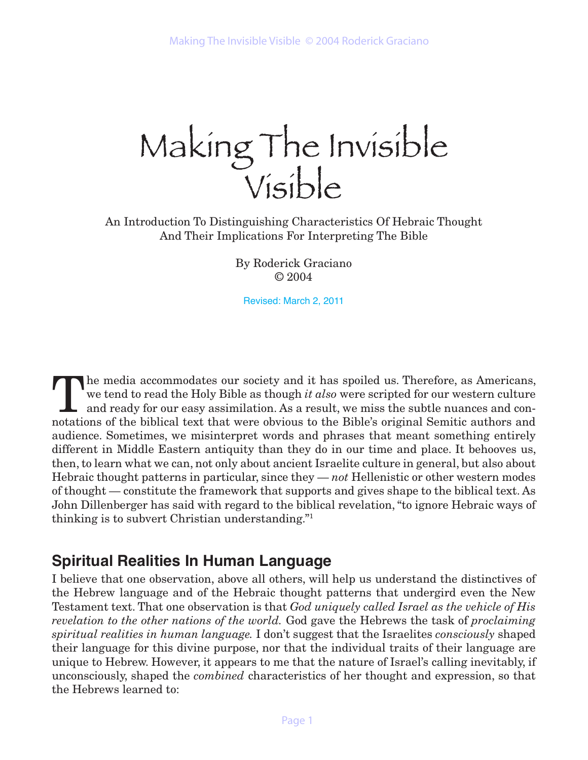# Making The Invisible Visible

An Introduction To Distinguishing Characteristics Of Hebraic Thought And Their Implications For Interpreting The Bible

By Roderick Graciano
© 2004

Revised: March 2, 2011

The media accommodates our society and it has spoiled us. Therefore, as Americans, we tend to read the Holy Bible as though *it also* were scripted for our western culture and ready for our easy assimilation. As a result, we miss the subtle nuances and connotations of the biblical text that were obvious to the Bible's original Semitic authors and audience. Sometimes, we misinterpret words and phrases that meant something entirely different in Middle Eastern antiquity than they do in our time and place. It behooves us, then, to learn what we can, not only about ancient Israelite culture in general, but also about Hebraic thought patterns in particular, since they — *not* Hellenistic or other western modes of thought — constitute the framework that supports and gives shape to the biblical text. As John Dillenberger has said with regard to the biblical revelation, "to ignore Hebraic ways of thinking is to subvert Christian understanding."[1]

## Spiritual Realities In Human Language

I believe that one observation, above all others, will help us understand the distinctives of the Hebrew language and of the Hebraic thought patterns that undergird even the New Testament text. That one observation is that *God uniquely called Israel as the vehicle of His revelation to the other nations of the world.* God gave the Hebrews the task of *proclaiming spiritual realities in human language.* I don't suggest that the Israelites *consciously* shaped their language for this divine purpose, nor that the individual traits of their language are unique to Hebrew. However, it appears to me that the nature of Israel's calling inevitably, if unconsciously, shaped the *combined* characteristics of her thought and expression, so that the Hebrews learned to: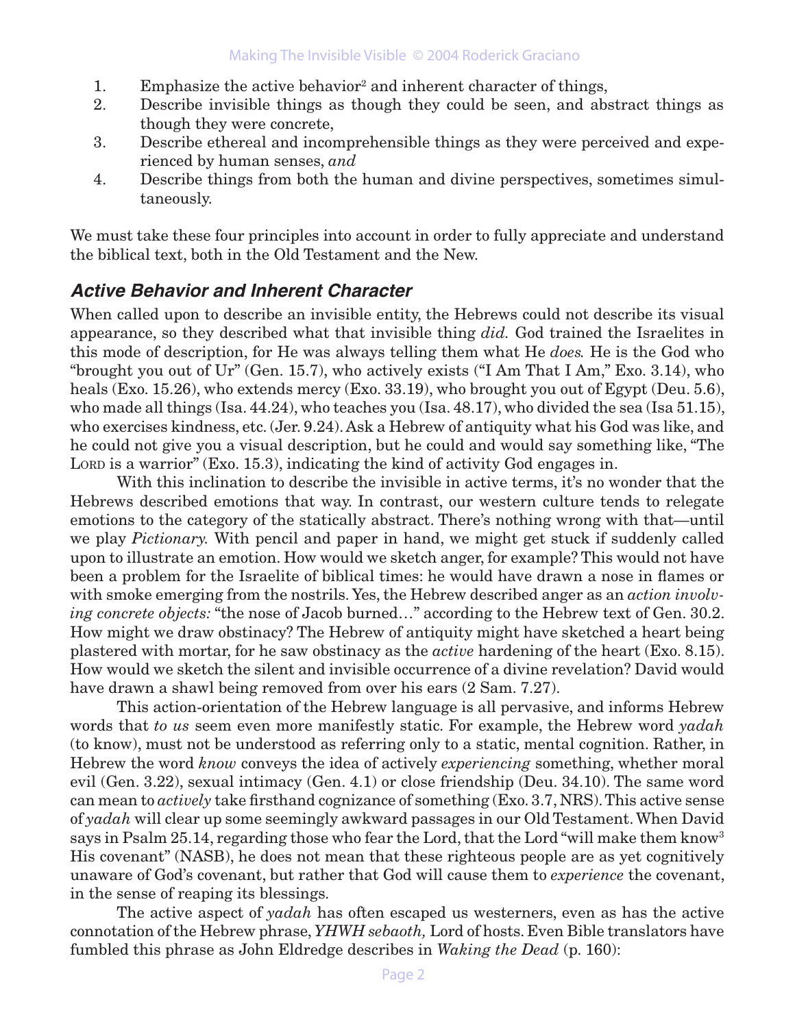1. Emphasize the active behavior[2] and inherent character of things,
2. Describe invisible things as though they could be seen, and abstract things as though they were concrete,
3. Describe ethereal and incomprehensible things as they were perceived and experienced by human senses, *and*
4. Describe things from both the human and divine perspectives, sometimes simultaneously.

We must take these four principles into account in order to fully appreciate and understand the biblical text, both in the Old Testament and the New.

## *Active Behavior and Inherent Character*

When called upon to describe an invisible entity, the Hebrews could not describe its visual appearance, so they described what that invisible thing *did.* God trained the Israelites in this mode of description, for He was always telling them what He *does.* He is the God who "brought you out of Ur" (Gen. 15.7), who actively exists ("I Am That I Am," Exo. 3.14), who heals (Exo. 15.26), who extends mercy (Exo. 33.19), who brought you out of Egypt (Deu. 5.6), who made all things (Isa. 44.24), who teaches you (Isa. 48.17), who divided the sea (Isa 51.15), who exercises kindness, etc. (Jer. 9.24). Ask a Hebrew of antiquity what his God was like, and he could not give you a visual description, but he could and would say something like, "The LORD is a warrior" (Exo. 15.3), indicating the kind of activity God engages in.

With this inclination to describe the invisible in active terms, it's no wonder that the Hebrews described emotions that way. In contrast, our western culture tends to relegate emotions to the category of the statically abstract. There's nothing wrong with that—until we play *Pictionary.* With pencil and paper in hand, we might get stuck if suddenly called upon to illustrate an emotion. How would we sketch anger, for example? This would not have been a problem for the Israelite of biblical times: he would have drawn a nose in flames or with smoke emerging from the nostrils. Yes, the Hebrew described anger as an *action involving concrete objects:* "the nose of Jacob burned…" according to the Hebrew text of Gen. 30.2. How might we draw obstinacy? The Hebrew of antiquity might have sketched a heart being plastered with mortar, for he saw obstinacy as the *active* hardening of the heart (Exo. 8.15). How would we sketch the silent and invisible occurrence of a divine revelation? David would have drawn a shawl being removed from over his ears (2 Sam. 7.27).

This action-orientation of the Hebrew language is all pervasive, and informs Hebrew words that *to us* seem even more manifestly static. For example, the Hebrew word *yadah* (to know), must not be understood as referring only to a static, mental cognition. Rather, in Hebrew the word *know* conveys the idea of actively *experiencing* something, whether moral evil (Gen. 3.22), sexual intimacy (Gen. 4.1) or close friendship (Deu. 34.10). The same word can mean to *actively* take firsthand cognizance of something (Exo. 3.7, NRS). This active sense of *yadah* will clear up some seemingly awkward passages in our Old Testament. When David says in Psalm 25.14, regarding those who fear the Lord, that the Lord "will make them know[3] His covenant" (NASB), he does not mean that these righteous people are as yet cognitively unaware of God's covenant, but rather that God will cause them to *experience* the covenant, in the sense of reaping its blessings.

The active aspect of *yadah* has often escaped us westerners, even as has the active connotation of the Hebrew phrase, *YHWH sebaoth,* Lord of hosts. Even Bible translators have fumbled this phrase as John Eldredge describes in *Waking the Dead* (p. 160):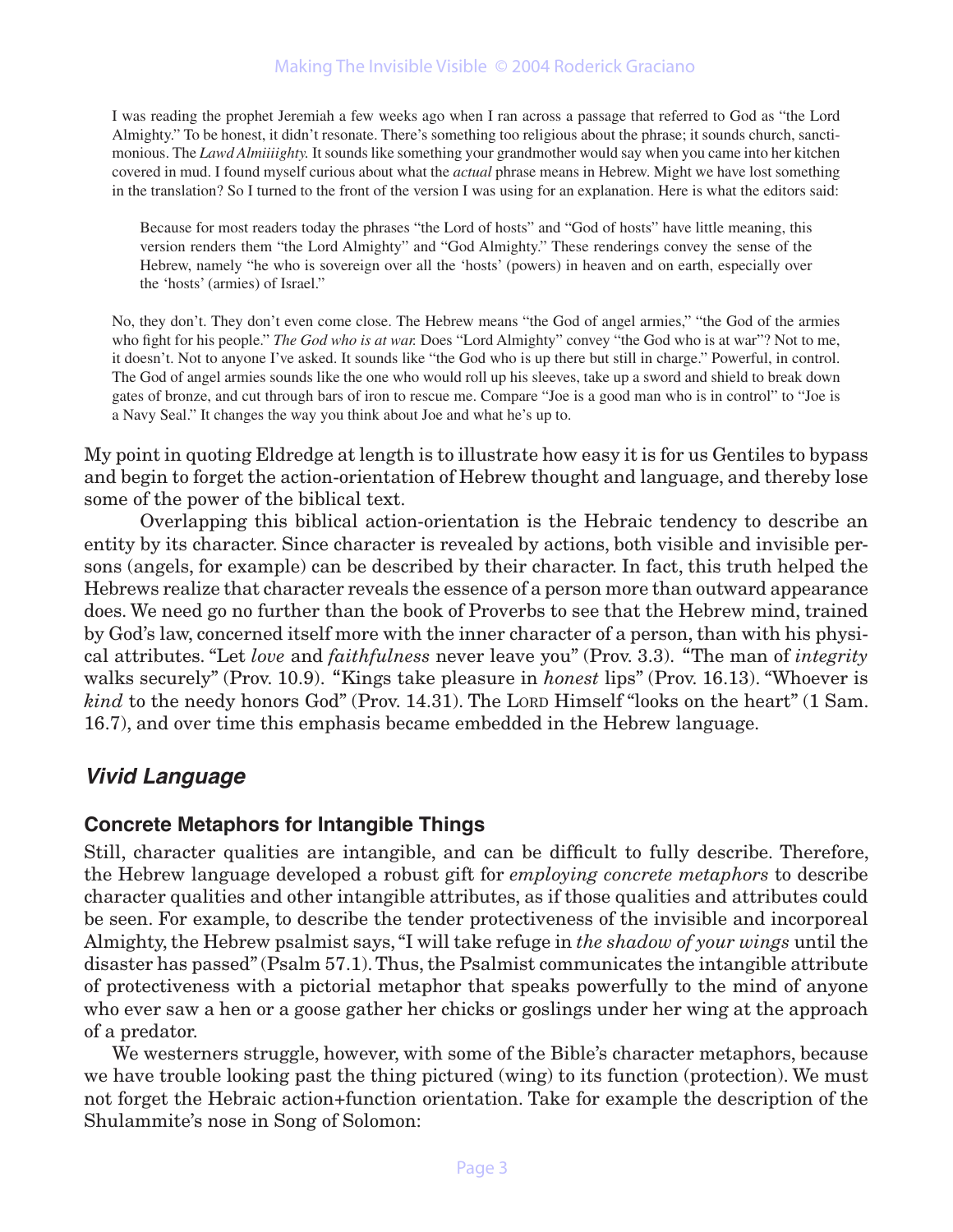> I was reading the prophet Jeremiah a few weeks ago when I ran across a passage that referred to God as "the Lord Almighty." To be honest, it didn't resonate. There's something too religious about the phrase; it sounds church, sanctimonious. The *Lawd Almiiiighty.* It sounds like something your grandmother would say when you came into her kitchen covered in mud. I found myself curious about what the *actual* phrase means in Hebrew. Might we have lost something in the translation? So I turned to the front of the version I was using for an explanation. Here is what the editors said:
>
> > Because for most readers today the phrases "the Lord of hosts" and "God of hosts" have little meaning, this version renders them "the Lord Almighty" and "God Almighty." These renderings convey the sense of the Hebrew, namely "he who is sovereign over all the 'hosts' (powers) in heaven and on earth, especially over the 'hosts' (armies) of Israel."
>
> No, they don't. They don't even come close. The Hebrew means "the God of angel armies," "the God of the armies who fight for his people." *The God who is at war.* Does "Lord Almighty" convey "the God who is at war"? Not to me, it doesn't. Not to anyone I've asked. It sounds like "the God who is up there but still in charge." Powerful, in control. The God of angel armies sounds like the one who would roll up his sleeves, take up a sword and shield to break down gates of bronze, and cut through bars of iron to rescue me. Compare "Joe is a good man who is in control" to "Joe is a Navy Seal." It changes the way you think about Joe and what he's up to.

My point in quoting Eldredge at length is to illustrate how easy it is for us Gentiles to bypass and begin to forget the action-orientation of Hebrew thought and language, and thereby lose some of the power of the biblical text.

Overlapping this biblical action-orientation is the Hebraic tendency to describe an entity by its character. Since character is revealed by actions, both visible and invisible persons (angels, for example) can be described by their character. In fact, this truth helped the Hebrews realize that character reveals the essence of a person more than outward appearance does. We need go no further than the book of Proverbs to see that the Hebrew mind, trained by God's law, concerned itself more with the inner character of a person, than with his physical attributes. "Let *love* and *faithfulness* never leave you" (Prov. 3.3). "The man of *integrity* walks securely" (Prov. 10.9). "Kings take pleasure in *honest* lips" (Prov. 16.13). "Whoever is *kind* to the needy honors God" (Prov. 14.31). The LORD Himself "looks on the heart" (1 Sam. 16.7), and over time this emphasis became embedded in the Hebrew language.

## *Vivid Language*

### Concrete Metaphors for Intangible Things

Still, character qualities are intangible, and can be difficult to fully describe. Therefore, the Hebrew language developed a robust gift for *employing concrete metaphors* to describe character qualities and other intangible attributes, as if those qualities and attributes could be seen. For example, to describe the tender protectiveness of the invisible and incorporeal Almighty, the Hebrew psalmist says, "I will take refuge in *the shadow of your wings* until the disaster has passed" (Psalm 57.1). Thus, the Psalmist communicates the intangible attribute of protectiveness with a pictorial metaphor that speaks powerfully to the mind of anyone who ever saw a hen or a goose gather her chicks or goslings under her wing at the approach of a predator.

We westerners struggle, however, with some of the Bible's character metaphors, because we have trouble looking past the thing pictured (wing) to its function (protection). We must not forget the Hebraic action+function orientation. Take for example the description of the Shulammite's nose in Song of Solomon: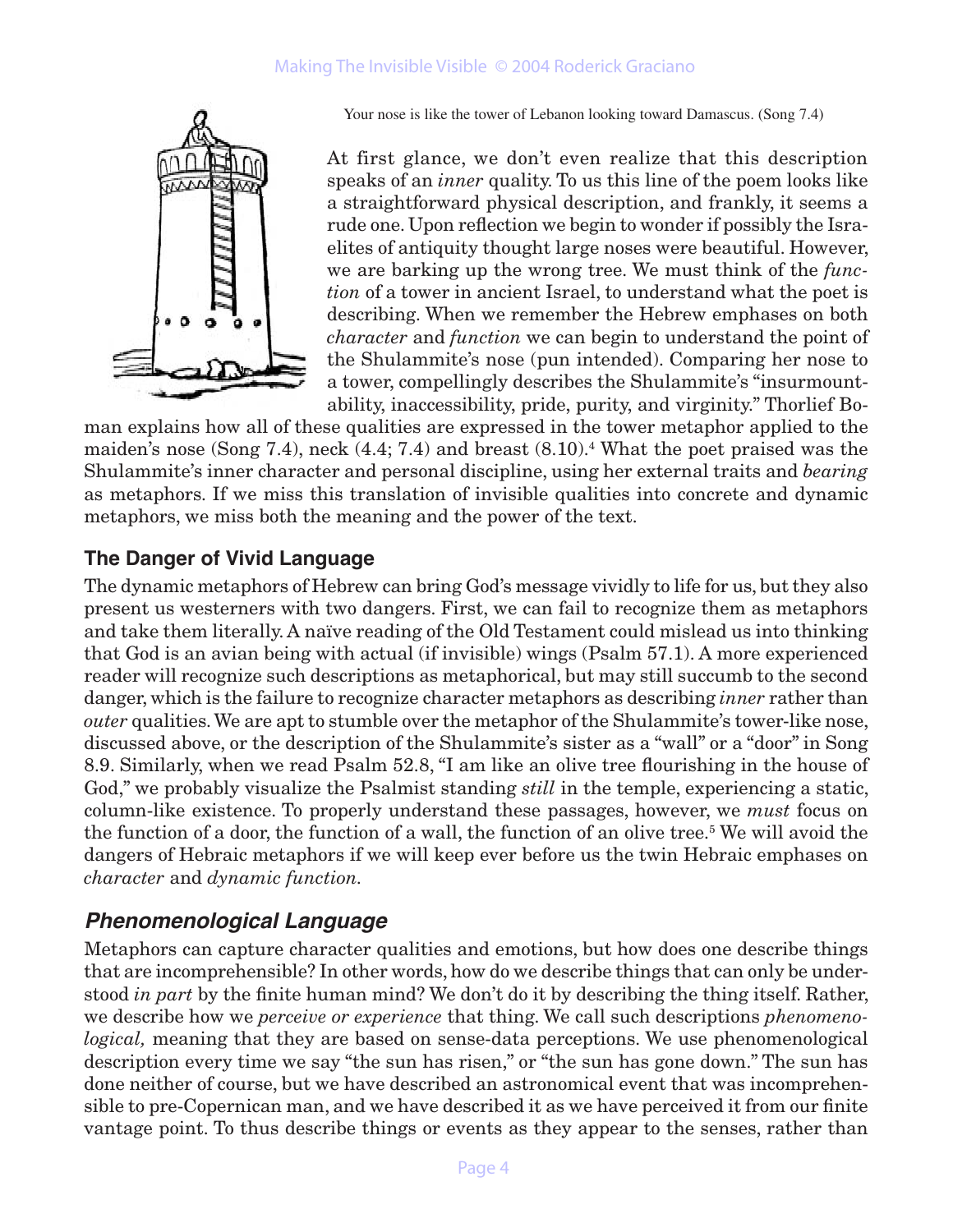Your nose is like the tower of Lebanon looking toward Damascus. (Song 7.4)

At first glance, we don't even realize that this description speaks of an *inner* quality. To us this line of the poem looks like a straightforward physical description, and frankly, it seems a rude one. Upon reflection we begin to wonder if possibly the Israelites of antiquity thought large noses were beautiful. However, we are barking up the wrong tree. We must think of the *function* of a tower in ancient Israel, to understand what the poet is describing. When we remember the Hebrew emphases on both *character* and *function* we can begin to understand the point of the Shulammite's nose (pun intended). Comparing her nose to a tower, compellingly describes the Shulammite's "insurmountability, inaccessibility, pride, purity, and virginity." Thorlief Boman explains how all of these qualities are expressed in the tower metaphor applied to the maiden's nose (Song 7.4), neck (4.4; 7.4) and breast (8.10).[4] What the poet praised was the Shulammite's inner character and personal discipline, using her external traits and *bearing* as metaphors. If we miss this translation of invisible qualities into concrete and dynamic metaphors, we miss both the meaning and the power of the text.

### The Danger of Vivid Language

The dynamic metaphors of Hebrew can bring God's message vividly to life for us, but they also present us westerners with two dangers. First, we can fail to recognize them as metaphors and take them literally. A naïve reading of the Old Testament could mislead us into thinking that God is an avian being with actual (if invisible) wings (Psalm 57.1). A more experienced reader will recognize such descriptions as metaphorical, but may still succumb to the second danger, which is the failure to recognize character metaphors as describing *inner* rather than *outer* qualities. We are apt to stumble over the metaphor of the Shulammite's tower-like nose, discussed above, or the description of the Shulammite's sister as a "wall" or a "door" in Song 8.9. Similarly, when we read Psalm 52.8, "I am like an olive tree flourishing in the house of God," we probably visualize the Psalmist standing *still* in the temple, experiencing a static, column-like existence. To properly understand these passages, however, we *must* focus on the function of a door, the function of a wall, the function of an olive tree.[5] We will avoid the dangers of Hebraic metaphors if we will keep ever before us the twin Hebraic emphases on *character* and *dynamic function*.

## *Phenomenological Language*

Metaphors can capture character qualities and emotions, but how does one describe things that are incomprehensible? In other words, how do we describe things that can only be understood *in part* by the finite human mind? We don't do it by describing the thing itself. Rather, we describe how we *perceive or experience* that thing. We call such descriptions *phenomenological,* meaning that they are based on sense-data perceptions. We use phenomenological description every time we say "the sun has risen," or "the sun has gone down." The sun has done neither of course, but we have described an astronomical event that was incomprehensible to pre-Copernican man, and we have described it as we have perceived it from our finite vantage point. To thus describe things or events as they appear to the senses, rather than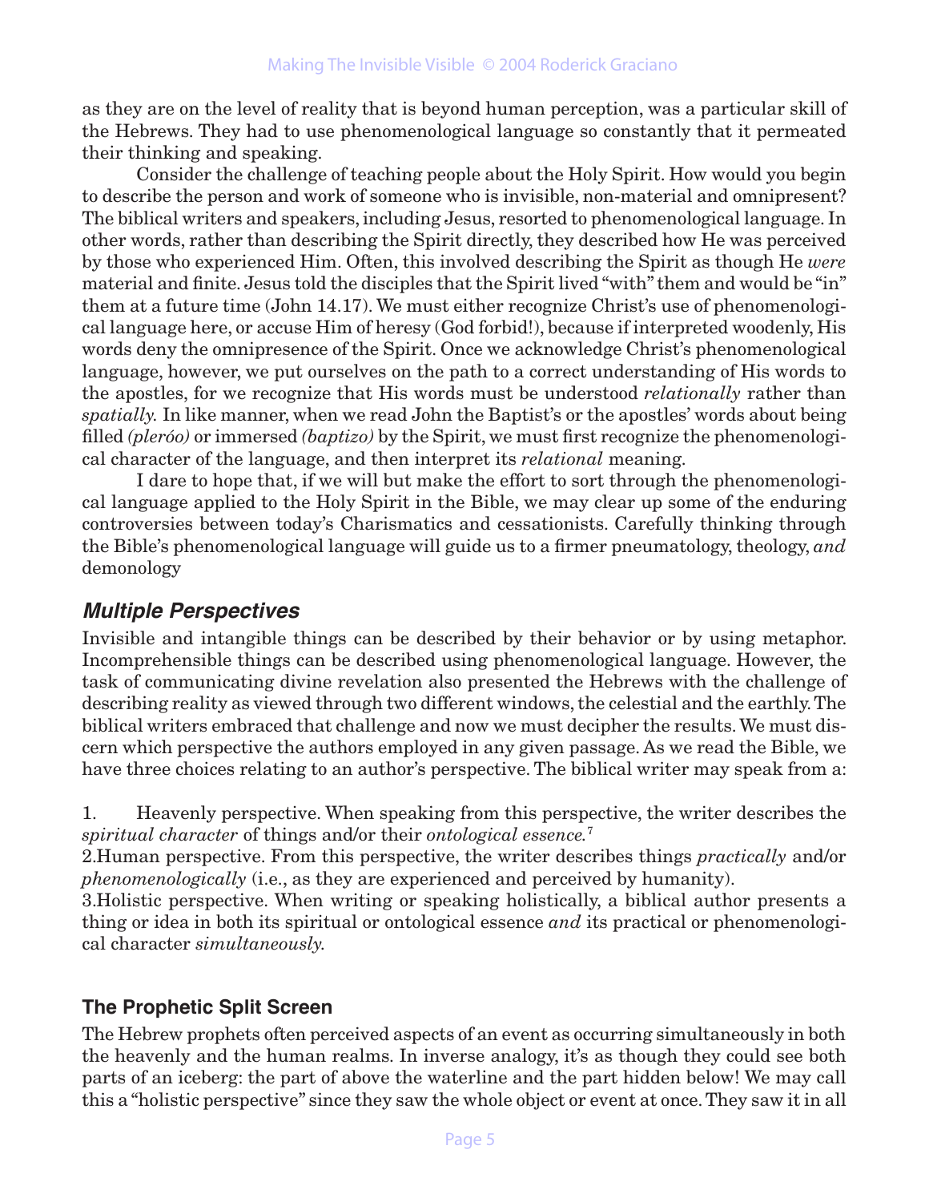as they are on the level of reality that is beyond human perception, was a particular skill of the Hebrews. They had to use phenomenological language so constantly that it permeated their thinking and speaking.

Consider the challenge of teaching people about the Holy Spirit. How would you begin to describe the person and work of someone who is invisible, non-material and omnipresent? The biblical writers and speakers, including Jesus, resorted to phenomenological language. In other words, rather than describing the Spirit directly, they described how He was perceived by those who experienced Him. Often, this involved describing the Spirit as though He *were* material and finite. Jesus told the disciples that the Spirit lived "with" them and would be "in" them at a future time (John 14.17). We must either recognize Christ's use of phenomenological language here, or accuse Him of heresy (God forbid!), because if interpreted woodenly, His words deny the omnipresence of the Spirit. Once we acknowledge Christ's phenomenological language, however, we put ourselves on the path to a correct understanding of His words to the apostles, for we recognize that His words must be understood *relationally* rather than *spatially.* In like manner, when we read John the Baptist's or the apostles' words about being filled *(pleróo)* or immersed *(baptizo)* by the Spirit, we must first recognize the phenomenological character of the language, and then interpret its *relational* meaning.

I dare to hope that, if we will but make the effort to sort through the phenomenological language applied to the Holy Spirit in the Bible, we may clear up some of the enduring controversies between today's Charismatics and cessationists. Carefully thinking through the Bible's phenomenological language will guide us to a firmer pneumatology, theology, *and* demonology

## *Multiple Perspectives*

Invisible and intangible things can be described by their behavior or by using metaphor. Incomprehensible things can be described using phenomenological language. However, the task of communicating divine revelation also presented the Hebrews with the challenge of describing reality as viewed through two different windows, the celestial and the earthly. The biblical writers embraced that challenge and now we must decipher the results. We must discern which perspective the authors employed in any given passage. As we read the Bible, we have three choices relating to an author's perspective. The biblical writer may speak from a:

1. Heavenly perspective. When speaking from this perspective, the writer describes the *spiritual character* of things and/or their *ontological essence.*[7]
2. Human perspective. From this perspective, the writer describes things *practically* and/or *phenomenologically* (i.e., as they are experienced and perceived by humanity).
3. Holistic perspective. When writing or speaking holistically, a biblical author presents a thing or idea in both its spiritual or ontological essence *and* its practical or phenomenological character *simultaneously.*

### The Prophetic Split Screen

The Hebrew prophets often perceived aspects of an event as occurring simultaneously in both the heavenly and the human realms. In inverse analogy, it's as though they could see both parts of an iceberg: the part of above the waterline and the part hidden below! We may call this a "holistic perspective" since they saw the whole object or event at once. They saw it in all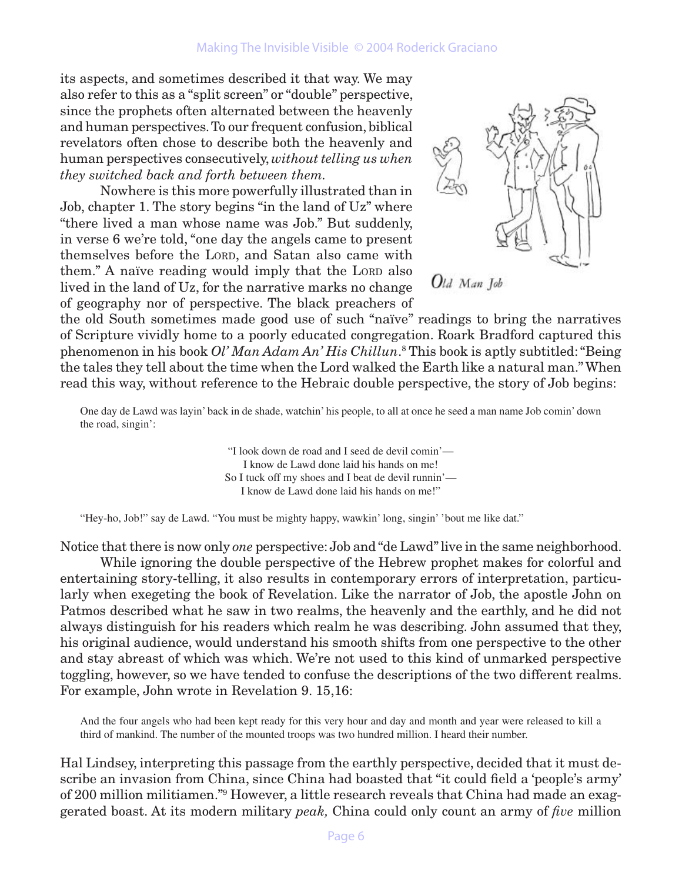its aspects, and sometimes described it that way. We may also refer to this as a "split screen" or "double" perspective, since the prophets often alternated between the heavenly and human perspectives. To our frequent confusion, biblical revelators often chose to describe both the heavenly and human perspectives consecutively, *without telling us when they switched back and forth between them.*

Nowhere is this more powerfully illustrated than in Job, chapter 1. The story begins "in the land of Uz" where "there lived a man whose name was Job." But suddenly, in verse 6 we're told, "one day the angels came to present themselves before the LORD, and Satan also came with them." A naïve reading would imply that the LORD also lived in the land of Uz, for the narrative marks no change of geography nor of perspective. The black preachers of the old South sometimes made good use of such "naïve" readings to bring the narratives of Scripture vividly home to a poorly educated congregation. Roark Bradford captured this phenomenon in his book *Ol' Man Adam An' His Chillun*.[8] This book is aptly subtitled: "Being the tales they tell about the time when the Lord walked the Earth like a natural man." When read this way, without reference to the Hebraic double perspective, the story of Job begins:

*Old Man Job*

> One day de Lawd was layin' back in de shade, watchin' his people, to all at once he seed a man name Job comin' down the road, singin':
>
> "I look down de road and I seed de devil comin'—
> I know de Lawd done laid his hands on me!
> So I tuck off my shoes and I beat de devil runnin'—
> I know de Lawd done laid his hands on me!"
>
> "Hey-ho, Job!" say de Lawd. "You must be mighty happy, wawkin' long, singin' 'bout me like dat."

Notice that there is now only *one* perspective: Job and "de Lawd" live in the same neighborhood.

While ignoring the double perspective of the Hebrew prophet makes for colorful and entertaining story-telling, it also results in contemporary errors of interpretation, particularly when exegeting the book of Revelation. Like the narrator of Job, the apostle John on Patmos described what he saw in two realms, the heavenly and the earthly, and he did not always distinguish for his readers which realm he was describing. John assumed that they, his original audience, would understand his smooth shifts from one perspective to the other and stay abreast of which was which. We're not used to this kind of unmarked perspective toggling, however, so we have tended to confuse the descriptions of the two different realms. For example, John wrote in Revelation 9. 15,16:

> And the four angels who had been kept ready for this very hour and day and month and year were released to kill a third of mankind. The number of the mounted troops was two hundred million. I heard their number.

Hal Lindsey, interpreting this passage from the earthly perspective, decided that it must describe an invasion from China, since China had boasted that "it could field a 'people's army' of 200 million militiamen."[9] However, a little research reveals that China had made an exaggerated boast. At its modern military *peak,* China could only count an army of *five* million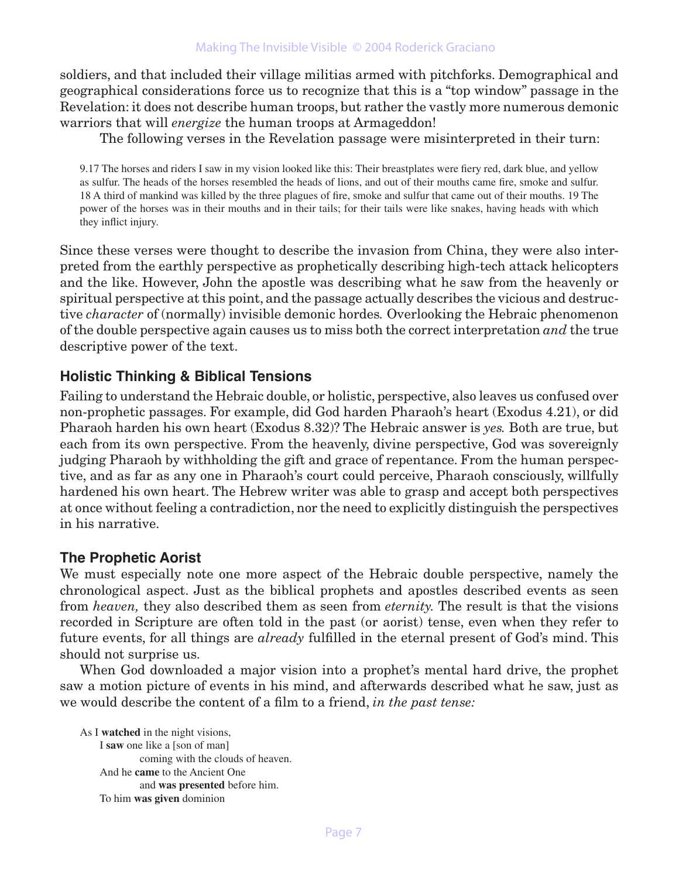soldiers, and that included their village militias armed with pitchforks. Demographical and geographical considerations force us to recognize that this is a "top window" passage in the Revelation: it does not describe human troops, but rather the vastly more numerous demonic warriors that will *energize* the human troops at Armageddon!

The following verses in the Revelation passage were misinterpreted in their turn:

> 9.17 The horses and riders I saw in my vision looked like this: Their breastplates were fiery red, dark blue, and yellow as sulfur. The heads of the horses resembled the heads of lions, and out of their mouths came fire, smoke and sulfur. 18 A third of mankind was killed by the three plagues of fire, smoke and sulfur that came out of their mouths. 19 The power of the horses was in their mouths and in their tails; for their tails were like snakes, having heads with which they inflict injury.

Since these verses were thought to describe the invasion from China, they were also interpreted from the earthly perspective as prophetically describing high-tech attack helicopters and the like. However, John the apostle was describing what he saw from the heavenly or spiritual perspective at this point, and the passage actually describes the vicious and destructive *character* of (normally) invisible demonic hordes. Overlooking the Hebraic phenomenon of the double perspective again causes us to miss both the correct interpretation *and* the true descriptive power of the text.

### Holistic Thinking & Biblical Tensions

Failing to understand the Hebraic double, or holistic, perspective, also leaves us confused over non-prophetic passages. For example, did God harden Pharaoh's heart (Exodus 4.21), or did Pharaoh harden his own heart (Exodus 8.32)? The Hebraic answer is *yes.* Both are true, but each from its own perspective. From the heavenly, divine perspective, God was sovereignly judging Pharaoh by withholding the gift and grace of repentance. From the human perspective, and as far as any one in Pharaoh's court could perceive, Pharaoh consciously, willfully hardened his own heart. The Hebrew writer was able to grasp and accept both perspectives at once without feeling a contradiction, nor the need to explicitly distinguish the perspectives in his narrative.

### The Prophetic Aorist

We must especially note one more aspect of the Hebraic double perspective, namely the chronological aspect. Just as the biblical prophets and apostles described events as seen from *heaven,* they also described them as seen from *eternity.* The result is that the visions recorded in Scripture are often told in the past (or aorist) tense, even when they refer to future events, for all things are *already* fulfilled in the eternal present of God's mind. This should not surprise us.

When God downloaded a major vision into a prophet's mental hard drive, the prophet saw a motion picture of events in his mind, and afterwards described what he saw, just as we would describe the content of a film to a friend, *in the past tense:*

> As I **watched** in the night visions,
> I **saw** one like a [son of man]
> coming with the clouds of heaven.
> And he **came** to the Ancient One
> and **was presented** before him.
> To him **was given** dominion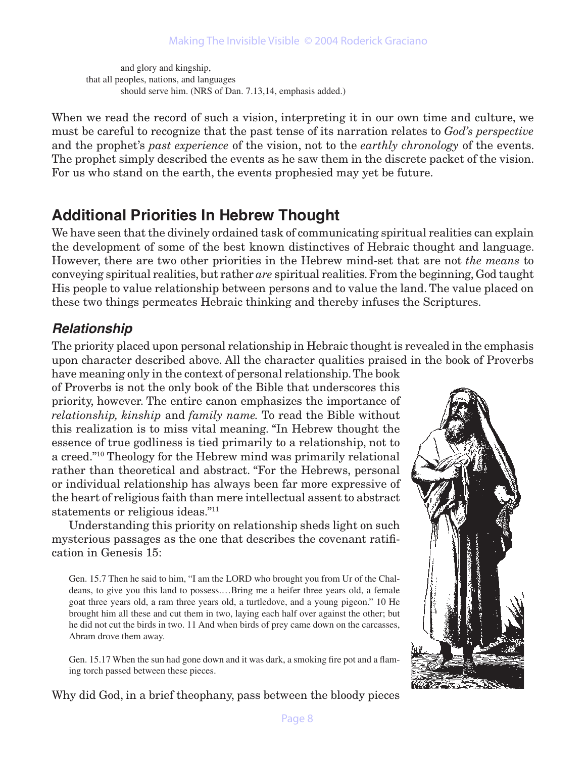and glory and kingship,
that all peoples, nations, and languages
should serve him. (NRS of Dan. 7.13,14, emphasis added.)

When we read the record of such a vision, interpreting it in our own time and culture, we must be careful to recognize that the past tense of its narration relates to *God's perspective* and the prophet's *past experience* of the vision, not to the *earthly chronology* of the events. The prophet simply described the events as he saw them in the discrete packet of the vision. For us who stand on the earth, the events prophesied may yet be future.

## Additional Priorities In Hebrew Thought

We have seen that the divinely ordained task of communicating spiritual realities can explain the development of some of the best known distinctives of Hebraic thought and language. However, there are two other priorities in the Hebrew mind-set that are not *the means* to conveying spiritual realities, but rather *are* spiritual realities. From the beginning, God taught His people to value relationship between persons and to value the land. The value placed on these two things permeates Hebraic thinking and thereby infuses the Scriptures.

### *Relationship*

The priority placed upon personal relationship in Hebraic thought is revealed in the emphasis upon character described above. All the character qualities praised in the book of Proverbs have meaning only in the context of personal relationship. The book of Proverbs is not the only book of the Bible that underscores this priority, however. The entire canon emphasizes the importance of *relationship, kinship* and *family name.* To read the Bible without this realization is to miss vital meaning. "In Hebrew thought the essence of true godliness is tied primarily to a relationship, not to a creed."[10] Theology for the Hebrew mind was primarily relational rather than theoretical and abstract. "For the Hebrews, personal or individual relationship has always been far more expressive of the heart of religious faith than mere intellectual assent to abstract statements or religious ideas."[11]

Understanding this priority on relationship sheds light on such mysterious passages as the one that describes the covenant ratification in Genesis 15:

> Gen. 15.7 Then he said to him, "I am the LORD who brought you from Ur of the Chaldeans, to give you this land to possess.…Bring me a heifer three years old, a female goat three years old, a ram three years old, a turtledove, and a young pigeon." 10 He brought him all these and cut them in two, laying each half over against the other; but he did not cut the birds in two. 11 And when birds of prey came down on the carcasses, Abram drove them away.
>
> Gen. 15.17 When the sun had gone down and it was dark, a smoking fire pot and a flaming torch passed between these pieces.

Why did God, in a brief theophany, pass between the bloody pieces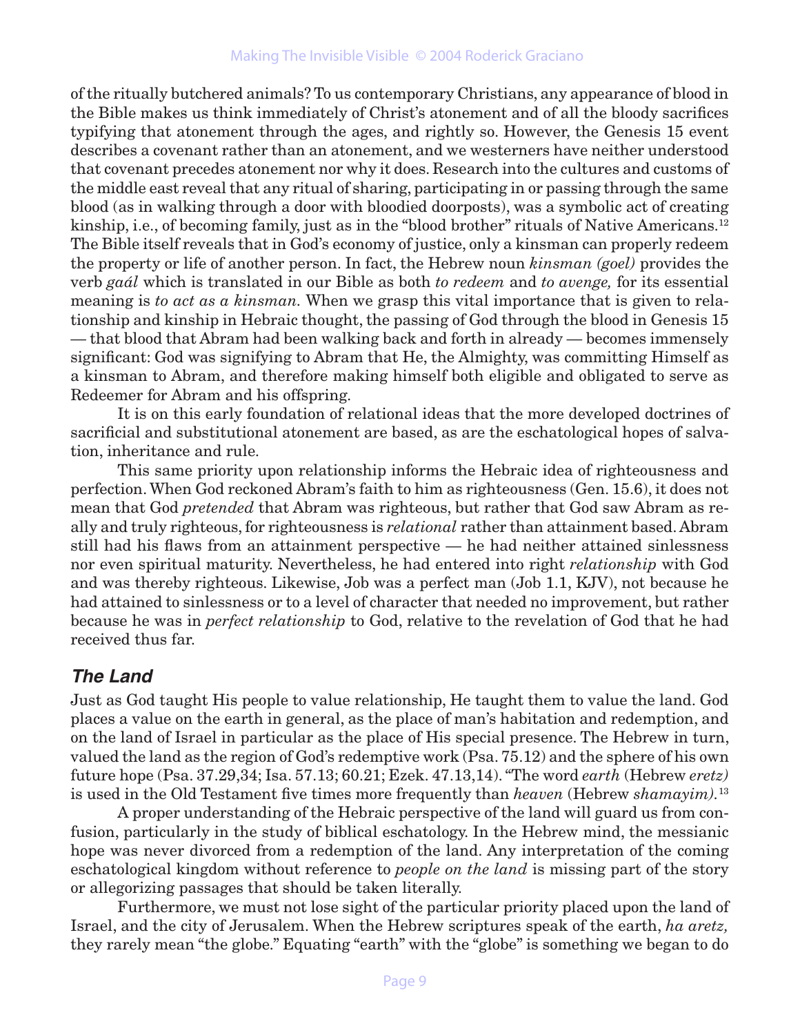of the ritually butchered animals? To us contemporary Christians, any appearance of blood in the Bible makes us think immediately of Christ's atonement and of all the bloody sacrifices typifying that atonement through the ages, and rightly so. However, the Genesis 15 event describes a covenant rather than an atonement, and we westerners have neither understood that covenant precedes atonement nor why it does. Research into the cultures and customs of the middle east reveal that any ritual of sharing, participating in or passing through the same blood (as in walking through a door with bloodied doorposts), was a symbolic act of creating kinship, i.e., of becoming family, just as in the "blood brother" rituals of Native Americans.[12] The Bible itself reveals that in God's economy of justice, only a kinsman can properly redeem the property or life of another person. In fact, the Hebrew noun *kinsman (goel)* provides the verb *gaál* which is translated in our Bible as both *to redeem* and *to avenge,* for its essential meaning is *to act as a kinsman.* When we grasp this vital importance that is given to relationship and kinship in Hebraic thought, the passing of God through the blood in Genesis 15 — that blood that Abram had been walking back and forth in already — becomes immensely significant: God was signifying to Abram that He, the Almighty, was committing Himself as a kinsman to Abram, and therefore making himself both eligible and obligated to serve as Redeemer for Abram and his offspring.

It is on this early foundation of relational ideas that the more developed doctrines of sacrificial and substitutional atonement are based, as are the eschatological hopes of salvation, inheritance and rule.

This same priority upon relationship informs the Hebraic idea of righteousness and perfection. When God reckoned Abram's faith to him as righteousness (Gen. 15.6), it does not mean that God *pretended* that Abram was righteous, but rather that God saw Abram as really and truly righteous, for righteousness is *relational* rather than attainment based. Abram still had his flaws from an attainment perspective — he had neither attained sinlessness nor even spiritual maturity. Nevertheless, he had entered into right *relationship* with God and was thereby righteous. Likewise, Job was a perfect man (Job 1.1, KJV), not because he had attained to sinlessness or to a level of character that needed no improvement, but rather because he was in *perfect relationship* to God, relative to the revelation of God that he had received thus far.

## *The Land*

Just as God taught His people to value relationship, He taught them to value the land. God places a value on the earth in general, as the place of man's habitation and redemption, and on the land of Israel in particular as the place of His special presence. The Hebrew in turn, valued the land as the region of God's redemptive work (Psa. 75.12) and the sphere of his own future hope (Psa. 37.29,34; Isa. 57.13; 60.21; Ezek. 47.13,14). "The word *earth* (Hebrew *eretz)* is used in the Old Testament five times more frequently than *heaven* (Hebrew *shamayim).*[13]

A proper understanding of the Hebraic perspective of the land will guard us from confusion, particularly in the study of biblical eschatology. In the Hebrew mind, the messianic hope was never divorced from a redemption of the land. Any interpretation of the coming eschatological kingdom without reference to *people on the land* is missing part of the story or allegorizing passages that should be taken literally.

Furthermore, we must not lose sight of the particular priority placed upon the land of Israel, and the city of Jerusalem. When the Hebrew scriptures speak of the earth, *ha aretz,* they rarely mean "the globe." Equating "earth" with the "globe" is something we began to do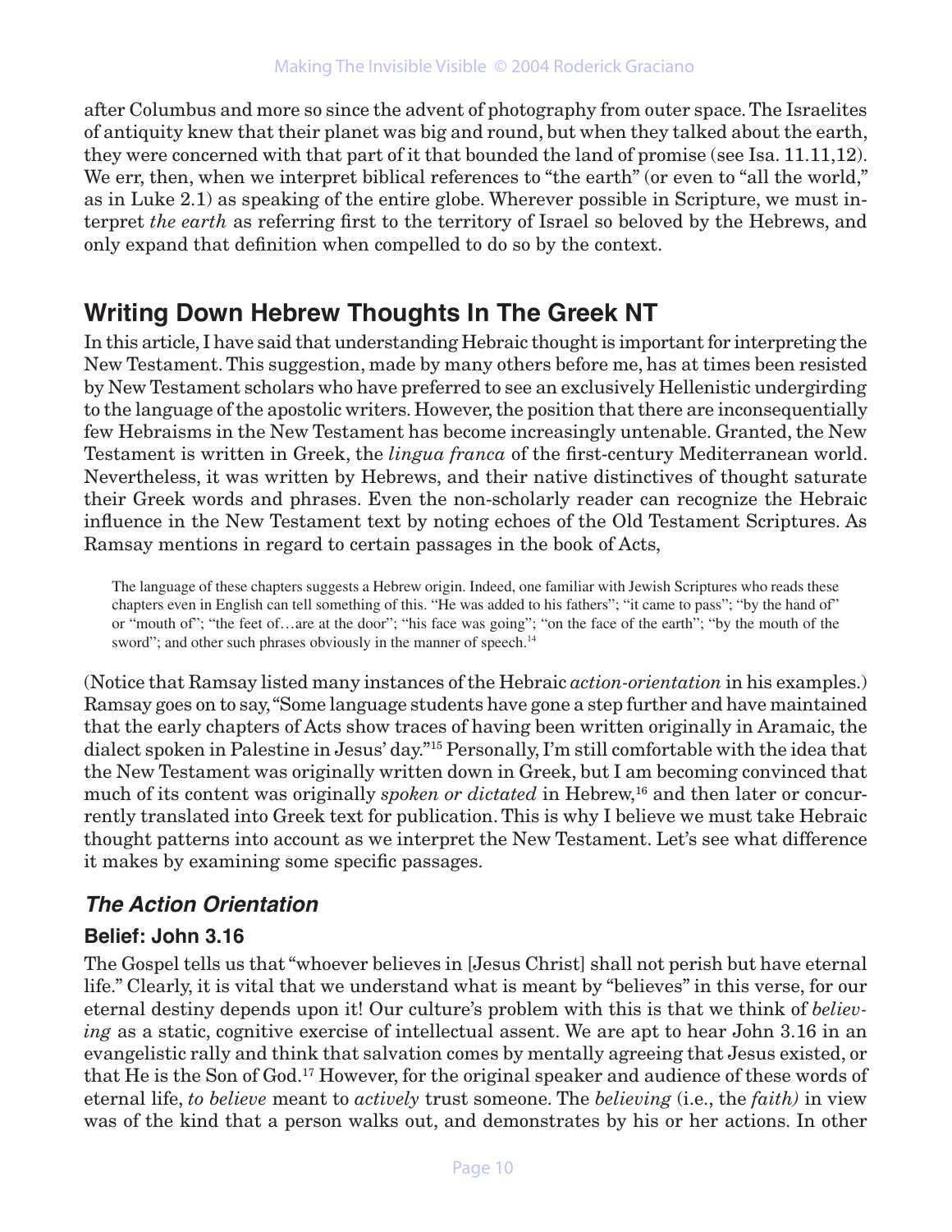after Columbus and more so since the advent of photography from outer space. The Israelites of antiquity knew that their planet was big and round, but when they talked about the earth, they were concerned with that part of it that bounded the land of promise (see Isa. 11.11,12). We err, then, when we interpret biblical references to "the earth" (or even to "all the world," as in Luke 2.1) as speaking of the entire globe. Wherever possible in Scripture, we must interpret *the earth* as referring first to the territory of Israel so beloved by the Hebrews, and only expand that definition when compelled to do so by the context.

## Writing Down Hebrew Thoughts In The Greek NT

In this article, I have said that understanding Hebraic thought is important for interpreting the New Testament. This suggestion, made by many others before me, has at times been resisted by New Testament scholars who have preferred to see an exclusively Hellenistic undergirding to the language of the apostolic writers. However, the position that there are inconsequentially few Hebraisms in the New Testament has become increasingly untenable. Granted, the New Testament is written in Greek, the *lingua franca* of the first-century Mediterranean world. Nevertheless, it was written by Hebrews, and their native distinctives of thought saturate their Greek words and phrases. Even the non-scholarly reader can recognize the Hebraic influence in the New Testament text by noting echoes of the Old Testament Scriptures. As Ramsay mentions in regard to certain passages in the book of Acts,

> The language of these chapters suggests a Hebrew origin. Indeed, one familiar with Jewish Scriptures who reads these chapters even in English can tell something of this. "He was added to his fathers"; "it came to pass"; "by the hand of" or "mouth of"; "the feet of…are at the door"; "his face was going"; "on the face of the earth"; "by the mouth of the sword"; and other such phrases obviously in the manner of speech.[14]

(Notice that Ramsay listed many instances of the Hebraic *action-orientation* in his examples.) Ramsay goes on to say, "Some language students have gone a step further and have maintained that the early chapters of Acts show traces of having been written originally in Aramaic, the dialect spoken in Palestine in Jesus' day."[15] Personally, I'm still comfortable with the idea that the New Testament was originally written down in Greek, but I am becoming convinced that much of its content was originally *spoken or dictated* in Hebrew,[16] and then later or concurrently translated into Greek text for publication. This is why I believe we must take Hebraic thought patterns into account as we interpret the New Testament. Let's see what difference it makes by examining some specific passages.

### *The Action Orientation*

#### Belief: John 3.16

The Gospel tells us that "whoever believes in [Jesus Christ] shall not perish but have eternal life." Clearly, it is vital that we understand what is meant by "believes" in this verse, for our eternal destiny depends upon it! Our culture's problem with this is that we think of *believing* as a static, cognitive exercise of intellectual assent. We are apt to hear John 3.16 in an evangelistic rally and think that salvation comes by mentally agreeing that Jesus existed, or that He is the Son of God.[17] However, for the original speaker and audience of these words of eternal life, *to believe* meant to *actively* trust someone. The *believing* (i.e., the *faith)* in view was of the kind that a person walks out, and demonstrates by his or her actions. In other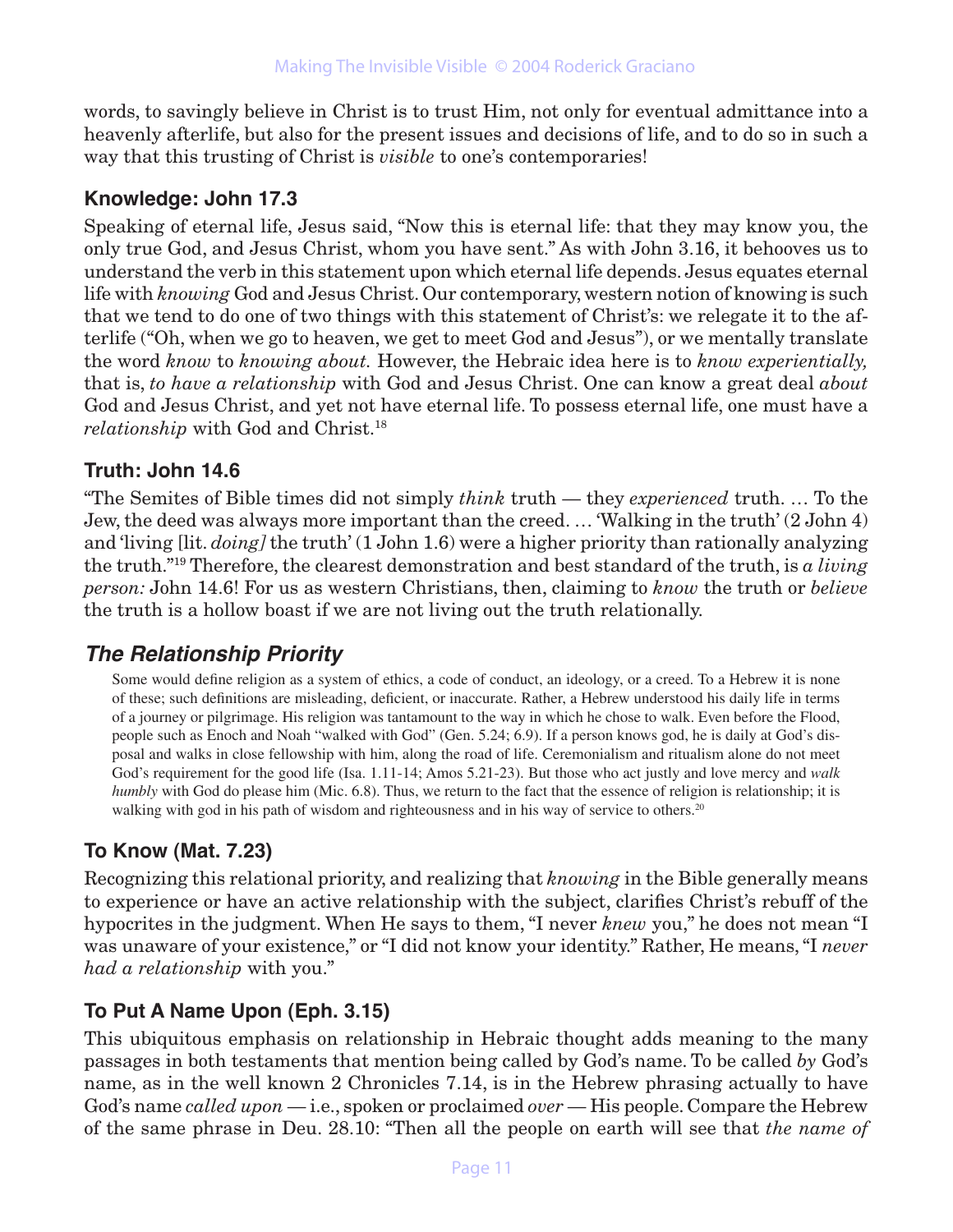words, to savingly believe in Christ is to trust Him, not only for eventual admittance into a heavenly afterlife, but also for the present issues and decisions of life, and to do so in such a way that this trusting of Christ is *visible* to one's contemporaries!

### Knowledge: John 17.3

Speaking of eternal life, Jesus said, "Now this is eternal life: that they may know you, the only true God, and Jesus Christ, whom you have sent." As with John 3.16, it behooves us to understand the verb in this statement upon which eternal life depends. Jesus equates eternal life with *knowing* God and Jesus Christ. Our contemporary, western notion of knowing is such that we tend to do one of two things with this statement of Christ's: we relegate it to the afterlife ("Oh, when we go to heaven, we get to meet God and Jesus"), or we mentally translate the word *know* to *knowing about.* However, the Hebraic idea here is to *know experientially,* that is, *to have a relationship* with God and Jesus Christ. One can know a great deal *about* God and Jesus Christ, and yet not have eternal life. To possess eternal life, one must have a *relationship* with God and Christ.[18]

### Truth: John 14.6

"The Semites of Bible times did not simply *think* truth — they *experienced* truth. … To the Jew, the deed was always more important than the creed. … 'Walking in the truth' (2 John 4) and 'living [lit. *doing]* the truth' (1 John 1.6) were a higher priority than rationally analyzing the truth."[19] Therefore, the clearest demonstration and best standard of the truth, is *a living person:* John 14.6! For us as western Christians, then, claiming to *know* the truth or *believe* the truth is a hollow boast if we are not living out the truth relationally.

## *The Relationship Priority*

> Some would define religion as a system of ethics, a code of conduct, an ideology, or a creed. To a Hebrew it is none of these; such definitions are misleading, deficient, or inaccurate. Rather, a Hebrew understood his daily life in terms of a journey or pilgrimage. His religion was tantamount to the way in which he chose to walk. Even before the Flood, people such as Enoch and Noah "walked with God" (Gen. 5.24; 6.9). If a person knows god, he is daily at God's disposal and walks in close fellowship with him, along the road of life. Ceremonialism and ritualism alone do not meet God's requirement for the good life (Isa. 1.11-14; Amos 5.21-23). But those who act justly and love mercy and *walk humbly* with God do please him (Mic. 6.8). Thus, we return to the fact that the essence of religion is relationship; it is walking with god in his path of wisdom and righteousness and in his way of service to others.[20]

### To Know (Mat. 7.23)

Recognizing this relational priority, and realizing that *knowing* in the Bible generally means to experience or have an active relationship with the subject, clarifies Christ's rebuff of the hypocrites in the judgment. When He says to them, "I never *knew* you," he does not mean "I was unaware of your existence," or "I did not know your identity." Rather, He means, "I *never had a relationship* with you."

### To Put A Name Upon (Eph. 3.15)

This ubiquitous emphasis on relationship in Hebraic thought adds meaning to the many passages in both testaments that mention being called by God's name. To be called *by* God's name, as in the well known 2 Chronicles 7.14, is in the Hebrew phrasing actually to have God's name *called upon* — i.e., spoken or proclaimed *over* — His people. Compare the Hebrew of the same phrase in Deu. 28.10: "Then all the people on earth will see that *the name of*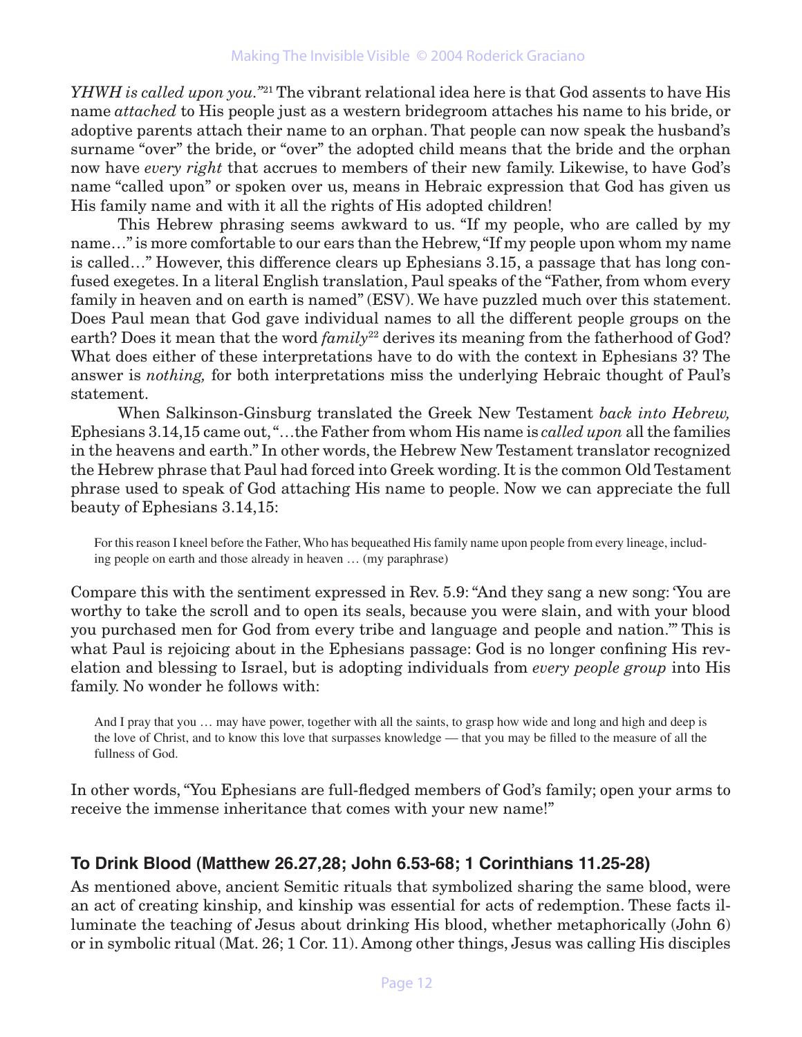*YHWH is called upon you."*[21] The vibrant relational idea here is that God assents to have His name *attached* to His people just as a western bridegroom attaches his name to his bride, or adoptive parents attach their name to an orphan. That people can now speak the husband's surname "over" the bride, or "over" the adopted child means that the bride and the orphan now have *every right* that accrues to members of their new family. Likewise, to have God's name "called upon" or spoken over us, means in Hebraic expression that God has given us His family name and with it all the rights of His adopted children!

This Hebrew phrasing seems awkward to us. "If my people, who are called by my name…" is more comfortable to our ears than the Hebrew, "If my people upon whom my name is called…" However, this difference clears up Ephesians 3.15, a passage that has long confused exegetes. In a literal English translation, Paul speaks of the "Father, from whom every family in heaven and on earth is named" (ESV). We have puzzled much over this statement. Does Paul mean that God gave individual names to all the different people groups on the earth? Does it mean that the word *family*[22] derives its meaning from the fatherhood of God? What does either of these interpretations have to do with the context in Ephesians 3? The answer is *nothing,* for both interpretations miss the underlying Hebraic thought of Paul's statement.

When Salkinson-Ginsburg translated the Greek New Testament *back into Hebrew,* Ephesians 3.14,15 came out, "…the Father from whom His name is *called upon* all the families in the heavens and earth." In other words, the Hebrew New Testament translator recognized the Hebrew phrase that Paul had forced into Greek wording. It is the common Old Testament phrase used to speak of God attaching His name to people. Now we can appreciate the full beauty of Ephesians 3.14,15:

> For this reason I kneel before the Father, Who has bequeathed His family name upon people from every lineage, including people on earth and those already in heaven … (my paraphrase)

Compare this with the sentiment expressed in Rev. 5.9: "And they sang a new song: 'You are worthy to take the scroll and to open its seals, because you were slain, and with your blood you purchased men for God from every tribe and language and people and nation.'" This is what Paul is rejoicing about in the Ephesians passage: God is no longer confining His revelation and blessing to Israel, but is adopting individuals from *every people group* into His family. No wonder he follows with:

> And I pray that you … may have power, together with all the saints, to grasp how wide and long and high and deep is the love of Christ, and to know this love that surpasses knowledge — that you may be filled to the measure of all the fullness of God.

In other words, "You Ephesians are full-fledged members of God's family; open your arms to receive the immense inheritance that comes with your new name!"

### To Drink Blood (Matthew 26.27,28; John 6.53-68; 1 Corinthians 11.25-28)

As mentioned above, ancient Semitic rituals that symbolized sharing the same blood, were an act of creating kinship, and kinship was essential for acts of redemption. These facts illuminate the teaching of Jesus about drinking His blood, whether metaphorically (John 6) or in symbolic ritual (Mat. 26; 1 Cor. 11). Among other things, Jesus was calling His disciples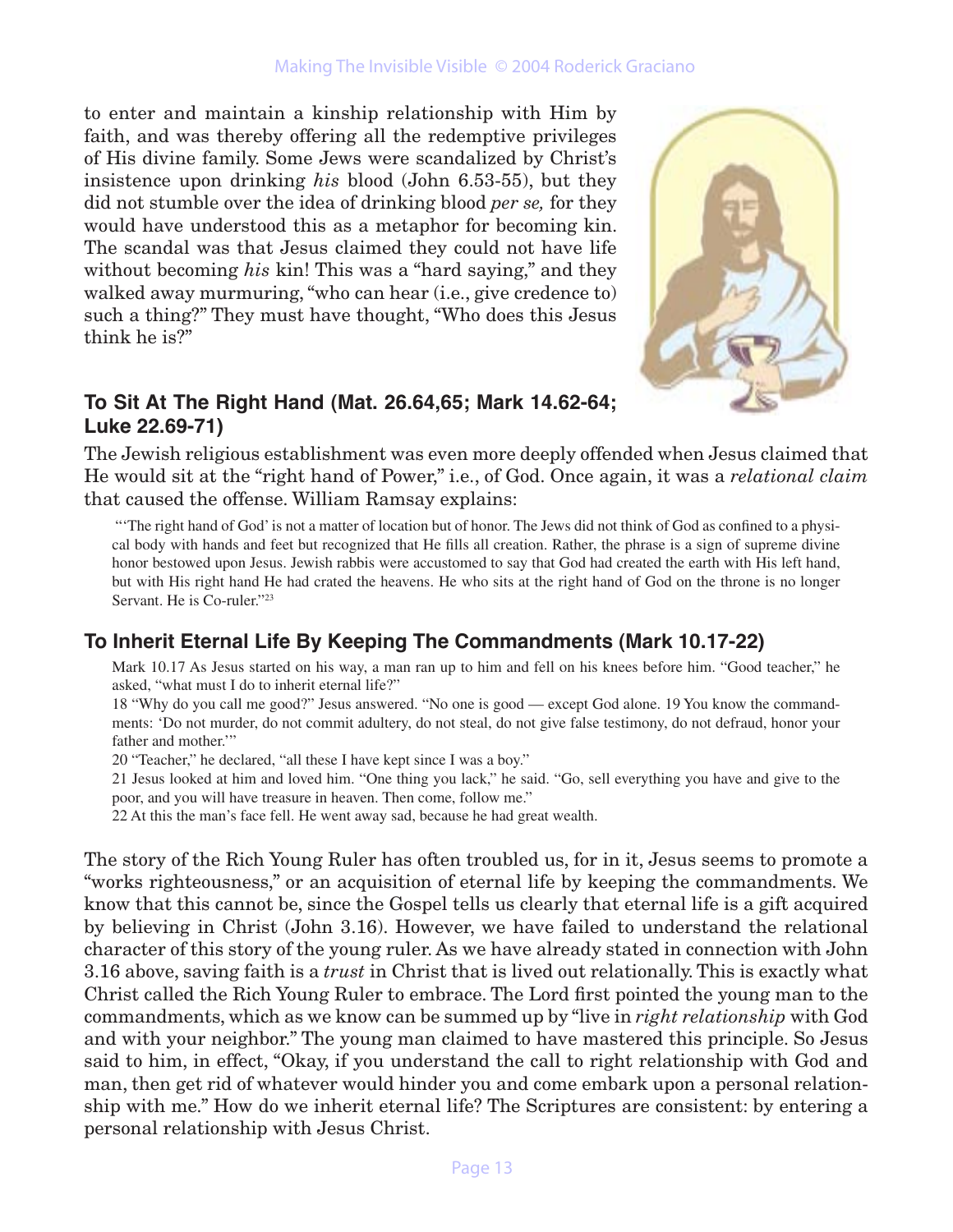to enter and maintain a kinship relationship with Him by faith, and was thereby offering all the redemptive privileges of His divine family. Some Jews were scandalized by Christ's insistence upon drinking *his* blood (John 6.53-55), but they did not stumble over the idea of drinking blood *per se,* for they would have understood this as a metaphor for becoming kin. The scandal was that Jesus claimed they could not have life without becoming *his* kin! This was a "hard saying," and they walked away murmuring, "who can hear (i.e., give credence to) such a thing?" They must have thought, "Who does this Jesus think he is?"

### To Sit At The Right Hand (Mat. 26.64,65; Mark 14.62-64; Luke 22.69-71)

The Jewish religious establishment was even more deeply offended when Jesus claimed that He would sit at the "right hand of Power," i.e., of God. Once again, it was a *relational claim* that caused the offense. William Ramsay explains:

> "'The right hand of God' is not a matter of location but of honor. The Jews did not think of God as confined to a physical body with hands and feet but recognized that He fills all creation. Rather, the phrase is a sign of supreme divine honor bestowed upon Jesus. Jewish rabbis were accustomed to say that God had created the earth with His left hand, but with His right hand He had crated the heavens. He who sits at the right hand of God on the throne is no longer Servant. He is Co-ruler."[23]

### To Inherit Eternal Life By Keeping The Commandments (Mark 10.17-22)

> Mark 10.17 As Jesus started on his way, a man ran up to him and fell on his knees before him. "Good teacher," he asked, "what must I do to inherit eternal life?"
>
> 18 "Why do you call me good?" Jesus answered. "No one is good — except God alone. 19 You know the commandments: 'Do not murder, do not commit adultery, do not steal, do not give false testimony, do not defraud, honor your father and mother.'"
>
> 20 "Teacher," he declared, "all these I have kept since I was a boy."
>
> 21 Jesus looked at him and loved him. "One thing you lack," he said. "Go, sell everything you have and give to the poor, and you will have treasure in heaven. Then come, follow me."
>
> 22 At this the man's face fell. He went away sad, because he had great wealth.

The story of the Rich Young Ruler has often troubled us, for in it, Jesus seems to promote a "works righteousness," or an acquisition of eternal life by keeping the commandments. We know that this cannot be, since the Gospel tells us clearly that eternal life is a gift acquired by believing in Christ (John 3.16). However, we have failed to understand the relational character of this story of the young ruler. As we have already stated in connection with John 3.16 above, saving faith is a *trust* in Christ that is lived out relationally. This is exactly what Christ called the Rich Young Ruler to embrace. The Lord first pointed the young man to the commandments, which as we know can be summed up by "live in *right relationship* with God and with your neighbor." The young man claimed to have mastered this principle. So Jesus said to him, in effect, "Okay, if you understand the call to right relationship with God and man, then get rid of whatever would hinder you and come embark upon a personal relationship with me." How do we inherit eternal life? The Scriptures are consistent: by entering a personal relationship with Jesus Christ.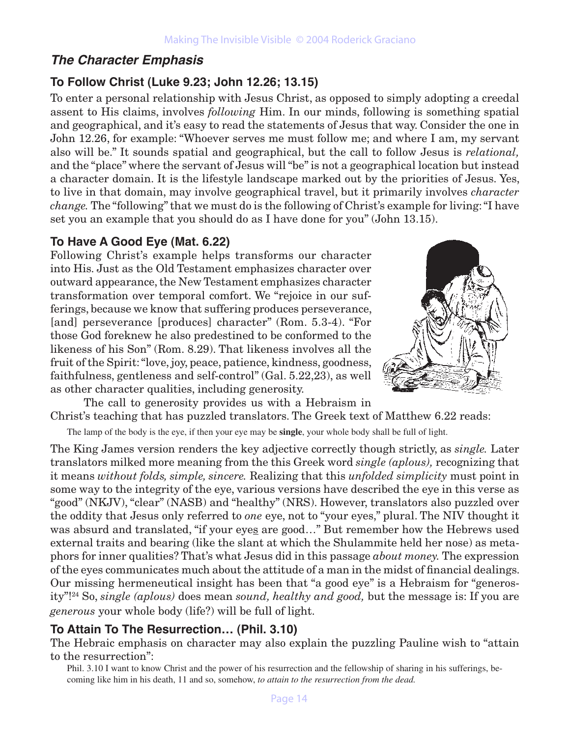## *The Character Emphasis*

### To Follow Christ (Luke 9.23; John 12.26; 13.15)

To enter a personal relationship with Jesus Christ, as opposed to simply adopting a creedal assent to His claims, involves *following* Him. In our minds, following is something spatial and geographical, and it's easy to read the statements of Jesus that way. Consider the one in John 12.26, for example: "Whoever serves me must follow me; and where I am, my servant also will be." It sounds spatial and geographical, but the call to follow Jesus is *relational,* and the "place" where the servant of Jesus will "be" is not a geographical location but instead a character domain. It is the lifestyle landscape marked out by the priorities of Jesus. Yes, to live in that domain, may involve geographical travel, but it primarily involves *character change.* The "following" that we must do is the following of Christ's example for living: "I have set you an example that you should do as I have done for you" (John 13.15).

### To Have A Good Eye (Mat. 6.22)

Following Christ's example helps transforms our character into His. Just as the Old Testament emphasizes character over outward appearance, the New Testament emphasizes character transformation over temporal comfort. We "rejoice in our sufferings, because we know that suffering produces perseverance, [and] perseverance [produces] character" (Rom. 5.3-4). "For those God foreknew he also predestined to be conformed to the likeness of his Son" (Rom. 8.29). That likeness involves all the fruit of the Spirit: "love, joy, peace, patience, kindness, goodness, faithfulness, gentleness and self-control" (Gal. 5.22,23), as well as other character qualities, including generosity.

The call to generosity provides us with a Hebraism in Christ's teaching that has puzzled translators. The Greek text of Matthew 6.22 reads:

> The lamp of the body is the eye, if then your eye may be **single**, your whole body shall be full of light.

The King James version renders the key adjective correctly though strictly, as *single.* Later translators milked more meaning from the this Greek word *single (aplous),* recognizing that it means *without folds, simple, sincere.* Realizing that this *unfolded simplicity* must point in some way to the integrity of the eye, various versions have described the eye in this verse as "good" (NKJV), "clear" (NASB) and "healthy" (NRS). However, translators also puzzled over the oddity that Jesus only referred to *one* eye, not to "your eyes," plural. The NIV thought it was absurd and translated, "if your eye<u>s</u> are good…" But remember how the Hebrews used external traits and bearing (like the slant at which the Shulammite held her nose) as metaphors for inner qualities? That's what Jesus did in this passage *about money.* The expression of the eyes communicates much about the attitude of a man in the midst of financial dealings. Our missing hermeneutical insight has been that "a good eye" is a Hebraism for "generosity"![24] So, *single (aplous)* does mean *sound, healthy and good,* but the message is: If you are *generous* your whole body (life?) will be full of light.

### To Attain To The Resurrection… (Phil. 3.10)

The Hebraic emphasis on character may also explain the puzzling Pauline wish to "attain to the resurrection":

> Phil. 3.10 I want to know Christ and the power of his resurrection and the fellowship of sharing in his sufferings, becoming like him in his death, 11 and so, somehow, *to attain to the resurrection from the dead.*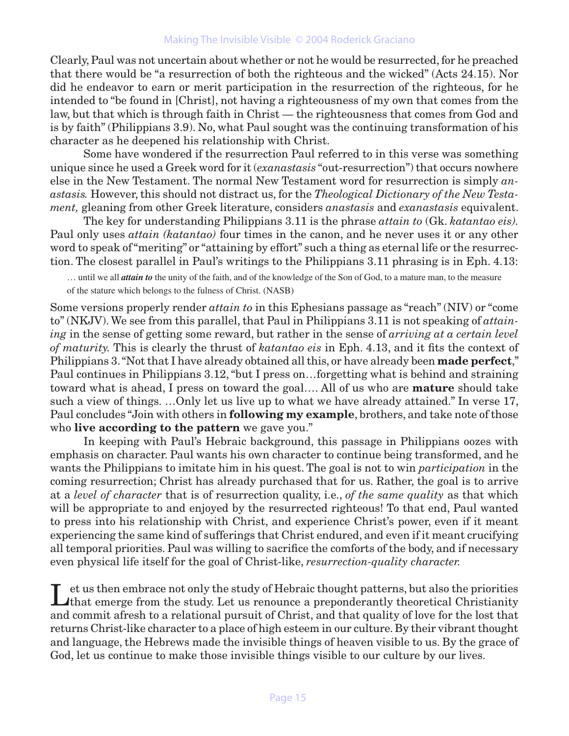Clearly, Paul was not uncertain about whether or not he would be resurrected, for he preached that there would be "a resurrection of both the righteous and the wicked" (Acts 24.15). Nor did he endeavor to earn or merit participation in the resurrection of the righteous, for he intended to "be found in [Christ], not having a righteousness of my own that comes from the law, but that which is through faith in Christ — the righteousness that comes from God and is by faith" (Philippians 3.9). No, what Paul sought was the continuing transformation of his character as he deepened his relationship with Christ.

Some have wondered if the resurrection Paul referred to in this verse was something unique since he used a Greek word for it (*exanastasis* "out-resurrection") that occurs nowhere else in the New Testament. The normal New Testament word for resurrection is simply *anastasis.* However, this should not distract us, for the *Theological Dictionary of the New Testament,* gleaning from other Greek literature, considers *anastasis* and *exanastasis* equivalent.

The key for understanding Philippians 3.11 is the phrase *attain to* (Gk. *katantao eis*). Paul only uses *attain (katantao)* four times in the canon, and he never uses it or any other word to speak of "meriting" or "attaining by effort" such a thing as eternal life or the resurrection. The closest parallel in Paul's writings to the Philippians 3.11 phrasing is in Eph. 4.13:

> … until we all ***attain to*** the unity of the faith, and of the knowledge of the Son of God, to a mature man, to the measure of the stature which belongs to the fulness of Christ. (NASB)

Some versions properly render *attain to* in this Ephesians passage as "reach" (NIV) or "come to" (NKJV). We see from this parallel, that Paul in Philippians 3.11 is not speaking of *attaining* in the sense of getting some reward, but rather in the sense of *arriving at a certain level of maturity.* This is clearly the thrust of *katantao eis* in Eph. 4.13, and it fits the context of Philippians 3. "Not that I have already obtained all this, or have already been **made perfect**," Paul continues in Philippians 3.12, "but I press on…forgetting what is behind and straining toward what is ahead, I press on toward the goal…. All of us who are **mature** should take such a view of things. …Only let us live up to what we have already attained." In verse 17, Paul concludes "Join with others in **following my example**, brothers, and take note of those who **live according to the pattern** we gave you."

In keeping with Paul's Hebraic background, this passage in Philippians oozes with emphasis on character. Paul wants his own character to continue being transformed, and he wants the Philippians to imitate him in his quest. The goal is not to win *participation* in the coming resurrection; Christ has already purchased that for us. Rather, the goal is to arrive at a *level of character* that is of resurrection quality, i.e., *of the same quality* as that which will be appropriate to and enjoyed by the resurrected righteous! To that end, Paul wanted to press into his relationship with Christ, and experience Christ's power, even if it meant experiencing the same kind of sufferings that Christ endured, and even if it meant crucifying all temporal priorities. Paul was willing to sacrifice the comforts of the body, and if necessary even physical life itself for the goal of Christ-like, *resurrection-quality character.*

Let us then embrace not only the study of Hebraic thought patterns, but also the priorities that emerge from the study. Let us renounce a preponderantly theoretical Christianity and commit afresh to a relational pursuit of Christ, and that quality of love for the lost that returns Christ-like character to a place of high esteem in our culture. By their vibrant thought and language, the Hebrews made the invisible things of heaven visible to us. By the grace of God, let us continue to make those invisible things visible to our culture by our lives.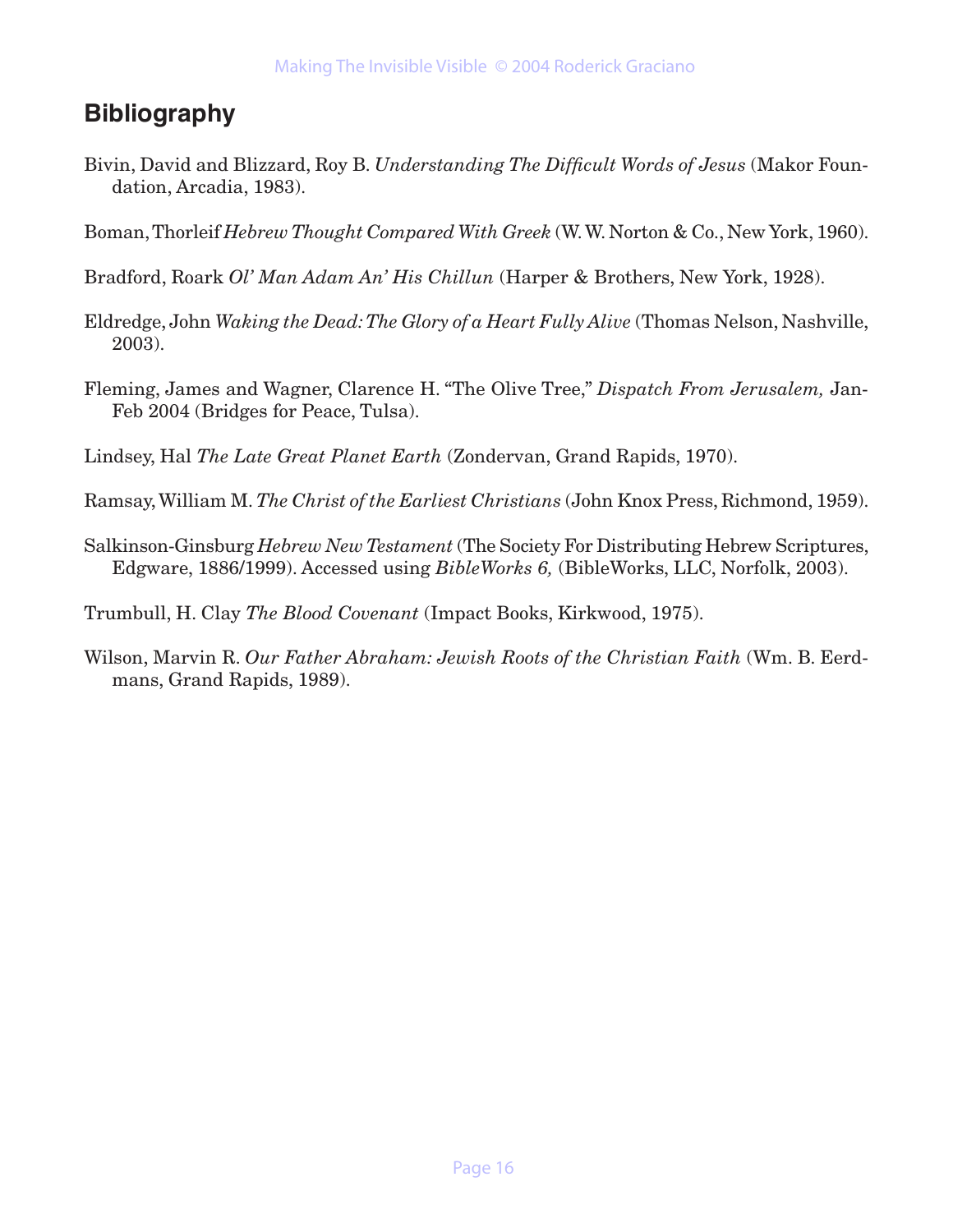## Bibliography

Bivin, David and Blizzard, Roy B. *Understanding The Difficult Words of Jesus* (Makor Foundation, Arcadia, 1983).

Boman, Thorleif *Hebrew Thought Compared With Greek* (W. W. Norton & Co., New York, 1960).

Bradford, Roark *Ol' Man Adam An' His Chillun* (Harper & Brothers, New York, 1928).

Eldredge, John *Waking the Dead: The Glory of a Heart Fully Alive* (Thomas Nelson, Nashville, 2003).

Fleming, James and Wagner, Clarence H. "The Olive Tree," *Dispatch From Jerusalem,* Jan-Feb 2004 (Bridges for Peace, Tulsa).

Lindsey, Hal *The Late Great Planet Earth* (Zondervan, Grand Rapids, 1970).

Ramsay, William M. *The Christ of the Earliest Christians* (John Knox Press, Richmond, 1959).

Salkinson-Ginsburg *Hebrew New Testament* (The Society For Distributing Hebrew Scriptures, Edgware, 1886/1999). Accessed using *BibleWorks 6,* (BibleWorks, LLC, Norfolk, 2003).

Trumbull, H. Clay *The Blood Covenant* (Impact Books, Kirkwood, 1975).

Wilson, Marvin R. *Our Father Abraham: Jewish Roots of the Christian Faith* (Wm. B. Eerdmans, Grand Rapids, 1989).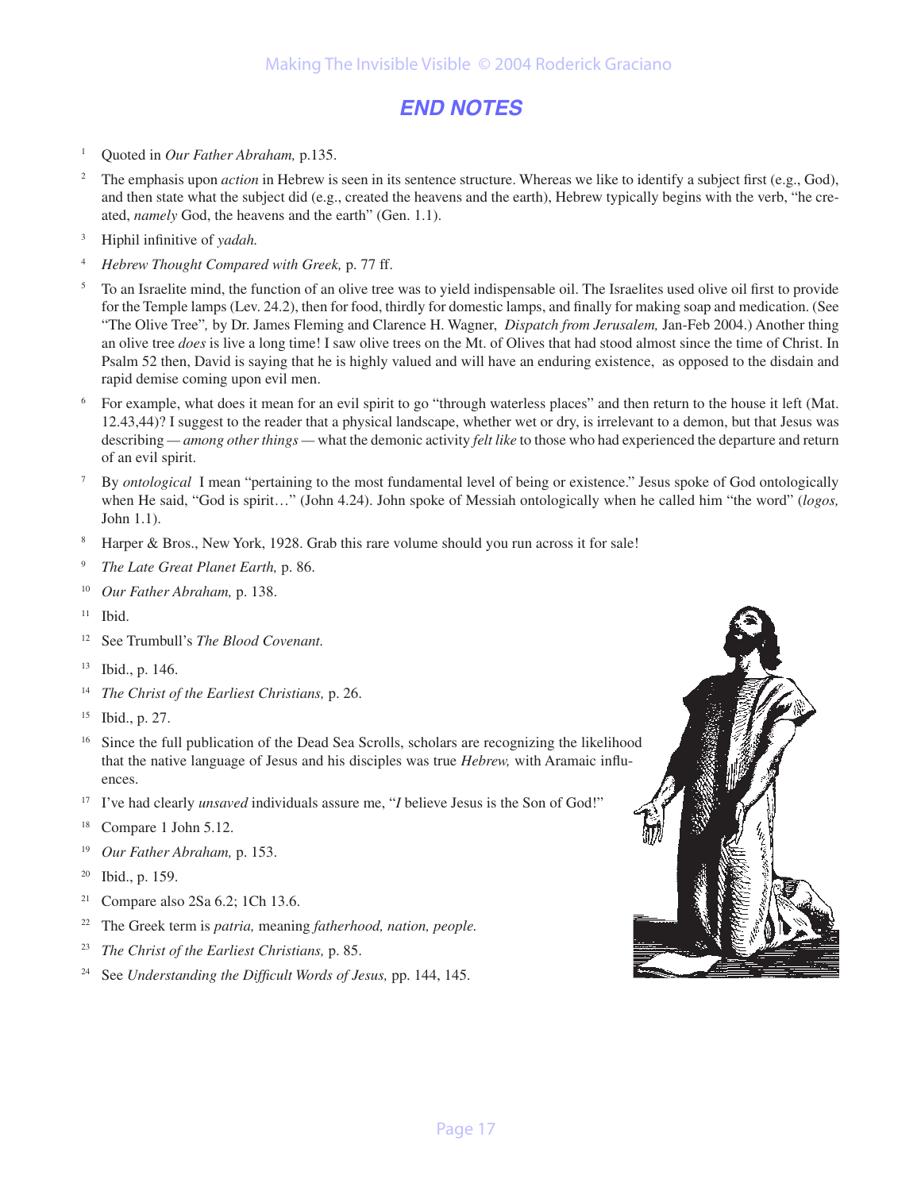# END NOTES

1. Quoted in *Our Father Abraham,* p.135.
2. The emphasis upon *action* in Hebrew is seen in its sentence structure. Whereas we like to identify a subject first (e.g., God), and then state what the subject did (e.g., created the heavens and the earth), Hebrew typically begins with the verb, "he created, *namely* God, the heavens and the earth" (Gen. 1.1).
3. Hiphil infinitive of *yadah.*
4. *Hebrew Thought Compared with Greek,* p. 77 ff.
5. To an Israelite mind, the function of an olive tree was to yield indispensable oil. The Israelites used olive oil first to provide for the Temple lamps (Lev. 24.2), then for food, thirdly for domestic lamps, and finally for making soap and medication. (See "The Olive Tree"*,* by Dr. James Fleming and Clarence H. Wagner, *Dispatch from Jerusalem,* Jan-Feb 2004.) Another thing an olive tree *does* is live a long time! I saw olive trees on the Mt. of Olives that had stood almost since the time of Christ. In Psalm 52 then, David is saying that he is highly valued and will have an enduring existence, as opposed to the disdain and rapid demise coming upon evil men.
6. For example, what does it mean for an evil spirit to go "through waterless places" and then return to the house it left (Mat. 12.43,44)? I suggest to the reader that a physical landscape, whether wet or dry, is irrelevant to a demon, but that Jesus was describing — *among other things* — what the demonic activity *felt like* to those who had experienced the departure and return of an evil spirit.
7. By *ontological* I mean "pertaining to the most fundamental level of being or existence." Jesus spoke of God ontologically when He said, "God is spirit…" (John 4.24). John spoke of Messiah ontologically when he called him "the word" (*logos,* John 1.1).
8. Harper & Bros., New York, 1928. Grab this rare volume should you run across it for sale!
9. *The Late Great Planet Earth,* p. 86.
10. *Our Father Abraham,* p. 138.
11. Ibid.
12. See Trumbull's *The Blood Covenant.*
13. Ibid., p. 146.
14. *The Christ of the Earliest Christians,* p. 26.
15. Ibid., p. 27.
16. Since the full publication of the Dead Sea Scrolls, scholars are recognizing the likelihood that the native language of Jesus and his disciples was true *Hebrew,* with Aramaic influences.
17. I've had clearly *unsaved* individuals assure me, "*I* believe Jesus is the Son of God!"
18. Compare 1 John 5.12.
19. *Our Father Abraham,* p. 153.
20. Ibid., p. 159.
21. Compare also 2Sa 6.2; 1Ch 13.6.
22. The Greek term is *patria,* meaning *fatherhood, nation, people.*
23. *The Christ of the Earliest Christians,* p. 85.
24. See *Understanding the Difficult Words of Jesus,* pp. 144, 145.